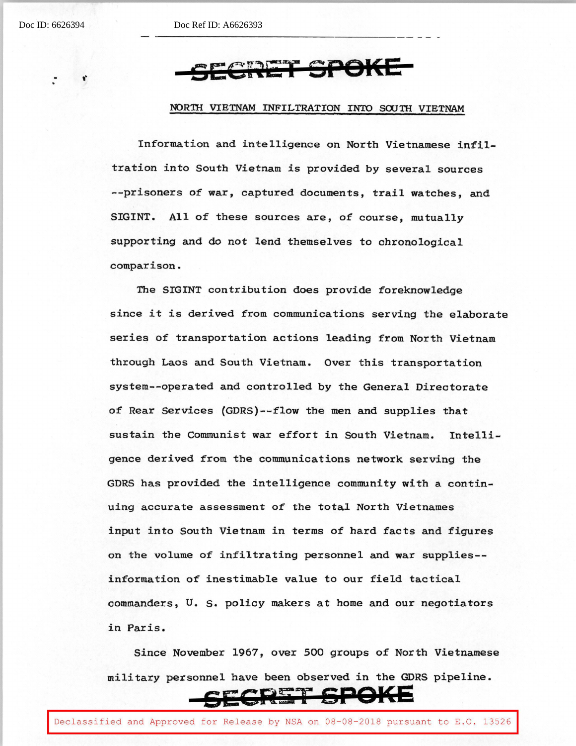SECRET SPOKE

## NORTH VIETNAM INFILTRATION INTO SOUTH VIETNAM

Information and intelligence on North Vietnamese infiltration into South Vietnam is provided by several sources --prisoners of war, captured documents, trail watches, and SIGINT. All of these sources are, of course, mutually supporting and do not lend themselves to chronological comparison.

The SIGINT contribution does provide foreknowledge since it is derived from communications serving the elaborate series of transportation actions leading from North Vietnam through Laos and South Vietnam. Over this transportation system--operated and controlled by the General Directorate of Rear Services (GDRS)--flow the men and supplies that sustain the Communist war effort in South Vietnam. Intelligence derived from the communications network serving the GDRS has provided the intelligence community with a continuing accurate assessment of the total North Vietnames input into South Vietnam in terms of hard facts and figures on the volume of infiltrating personnel and war supplies--information of inestimable value to our field tactical commanders, U. S. policy makers at home and our negotiators in Paris.

Since November 1967, over 500 groups of North Vietnamese military personnel have been observed in the GDRS pipeline.

SECRET SPOKE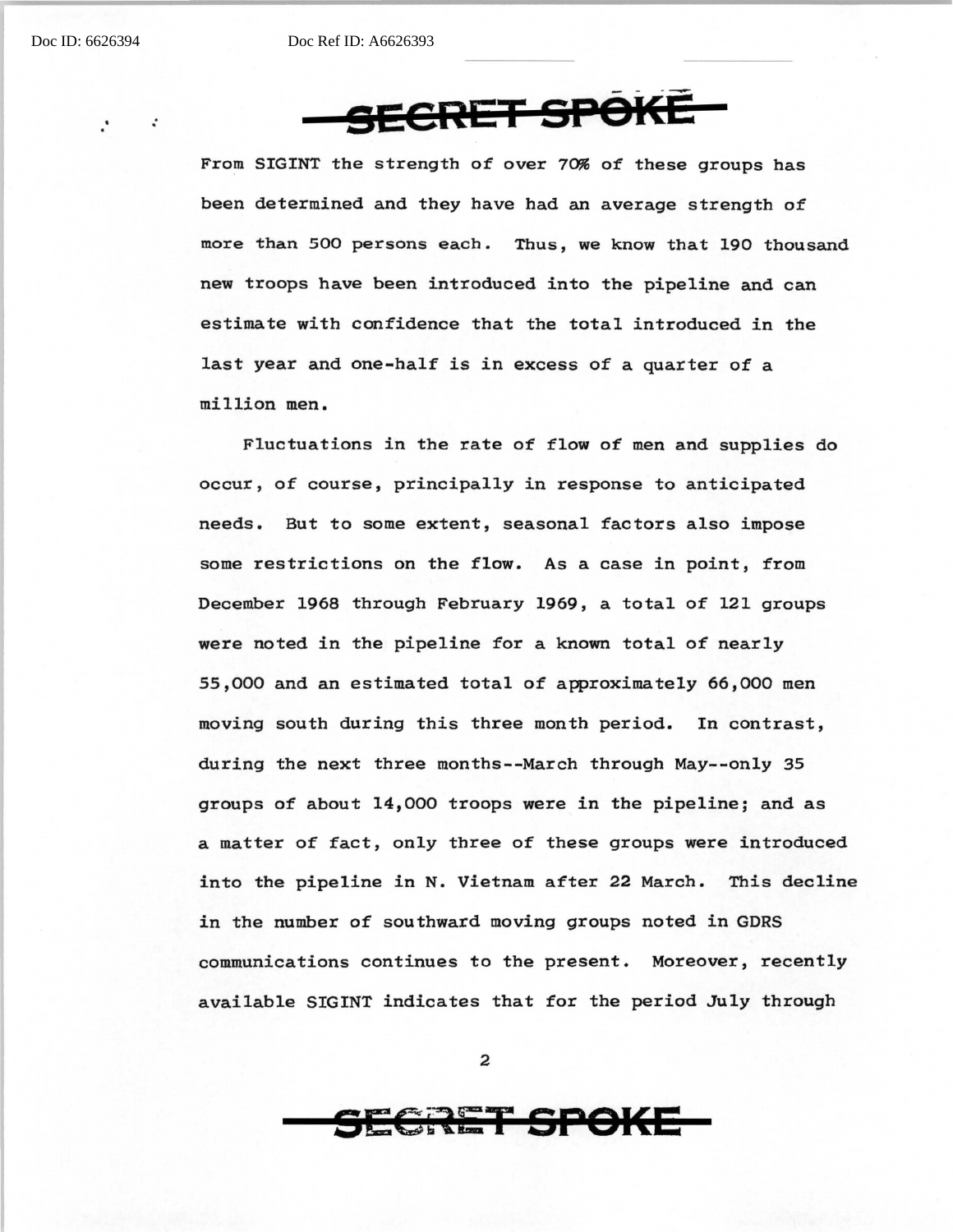From SIGINT the strength of over 70% of these groups has been determined and they have had an average strength of more than 500 persons each. Thus, we know that 190 thousand new troops have been introduced into the pipeline and can estimate with confidence that the total introduced in the last year and one-half is in excess of a quarter of a million men.

Fluctuations in the rate of flow of men and supplies do occur, of course, principally in response to anticipated needs. But to some extent, seasonal factors also impose some restrictions on the flow. As a case in point, from December 1968 through February 1969, a total of 121 groups were noted in the pipeline for a known total of nearly 55,000 and an estimated total of approximately 66,000 men moving south during this three month period. In contrast, during the next three months--March through May--only 35 groups of about 14,000 troops were in the pipeline; and as a matter of fact, only three of these groups were introduced into the pipeline in N. Vietnam after 22 March. This decline in the number of southward moving groups noted in GDRS communications continues to the present. Moreover, recently available SIGINT indicates that for the period July through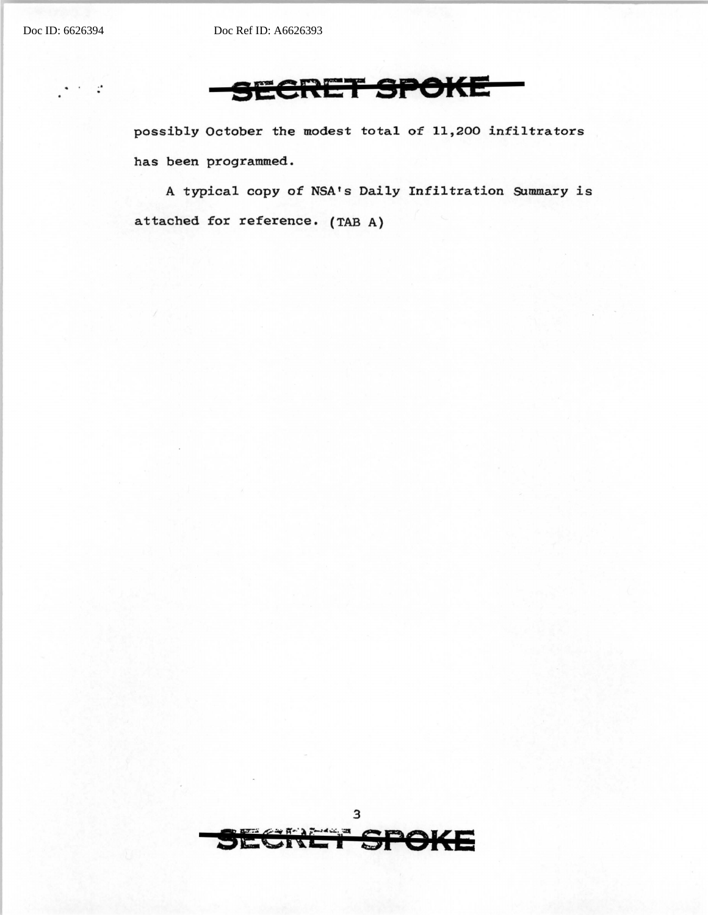possibly October the modest total of 11,200 infiltrators has been programmed.

A typical copy of NSA's Daily Infiltration Summary is attached for reference. (TAB A)